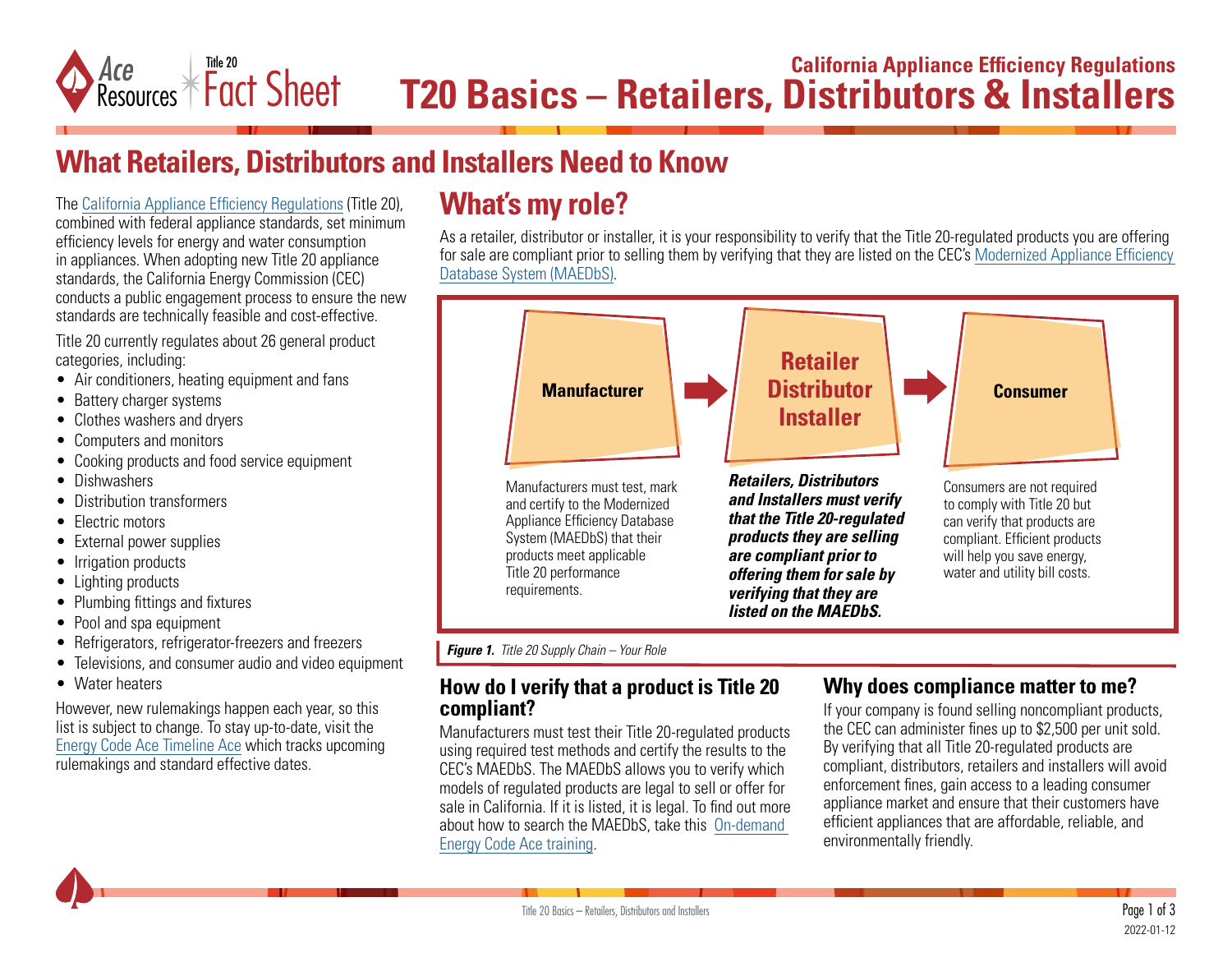California Appliance Efficiency Regulations

# T20 Basics – Retailers, Distributors & Installers

## What Retailers, Distributors and Installers Need to Know

The California Appliance Efficiency Regulations (Title 20), combined with federal appliance standards, set minimum efficiency levels for energy and water consumption in appliances. When adopting new Title 20 appliance standards, the California Energy Commission (CEC) conducts a public engagement process to ensure the new standards are technically feasible and cost-effective.

Title 20 currently regulates about 26 general product categories, including:

- Air conditioners, heating equipment and fans
- Battery charger systems
- Clothes washers and dryers
- Computers and monitors
- Cooking products and food service equipment
- Dishwashers
- Distribution transformers
- Electric motors
- External power supplies
- Irrigation products
- Lighting products
- Plumbing fittings and fixtures
- Pool and spa equipment
- Refrigerators, refrigerator-freezers and freezers
- Televisions, and consumer audio and video equipment
- Water heaters

However, new rulemakings happen each year, so this list is subject to change. To stay up-to-date, visit the Energy Code Ace Timeline Ace which tracks upcoming rulemakings and standard effective dates.

## What's my role?

As a retailer, distributor or installer, it is your responsibility to verify that the Title 20-regulated products you are offering for sale are compliant prior to selling them by verifying that they are listed on the CEC's Modernized Appliance Efficiency Database System (MAEDbS).

**Manufacturer** → **Retailer Distributor Installer** → **Consumer**

Manufacturers must test, mark and certify to the Modernized Appliance Efficiency Database System (MAEDbS) that their products meet applicable Title 20 performance requirements.

***Retailers, Distributors and Installers must verify that the Title 20-regulated products they are selling are compliant prior to offering them for sale by verifying that they are listed on the MAEDbS.***

Consumers are not required to comply with Title 20 but can verify that products are compliant. Efficient products will help you save energy, water and utility bill costs.

***Figure 1.*** *Title 20 Supply Chain – Your Role*

### How do I verify that a product is Title 20 compliant?

Manufacturers must test their Title 20-regulated products using required test methods and certify the results to the CEC's MAEDbS. The MAEDbS allows you to verify which models of regulated products are legal to sell or offer for sale in California. If it is listed, it is legal. To find out more about how to search the MAEDbS, take this On-demand Energy Code Ace training.

### Why does compliance matter to me?

If your company is found selling noncompliant products, the CEC can administer fines up to $2,500 per unit sold. By verifying that all Title 20-regulated products are compliant, distributors, retailers and installers will avoid enforcement fines, gain access to a leading consumer appliance market and ensure that their customers have efficient appliances that are affordable, reliable, and environmentally friendly.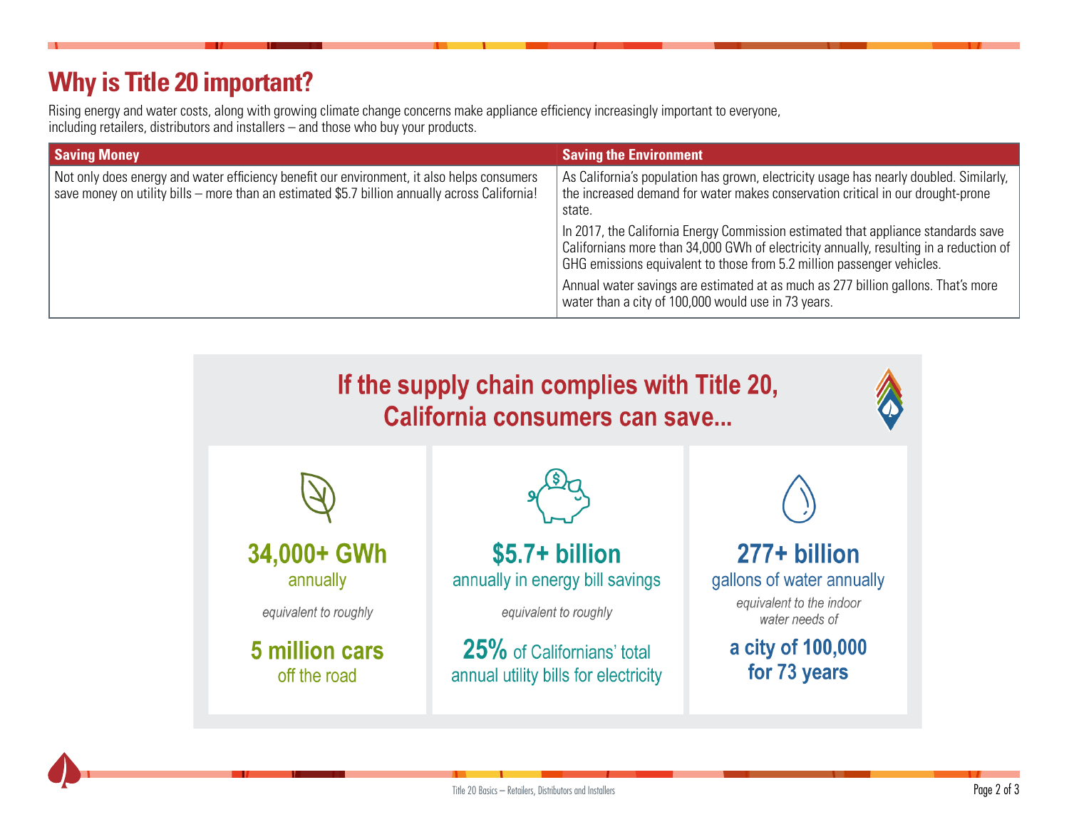## Why is Title 20 important?

Rising energy and water costs, along with growing climate change concerns make appliance efficiency increasingly important to everyone, including retailers, distributors and installers – and those who buy your products.

| Saving Money | Saving the Environment |
| --- | --- |
| Not only does energy and water efficiency benefit our environment, it also helps consumers save money on utility bills – more than an estimated $5.7 billion annually across California! | As California's population has grown, electricity usage has nearly doubled. Similarly, the increased demand for water makes conservation critical in our drought-prone state.<br><br>In 2017, the California Energy Commission estimated that appliance standards save Californians more than 34,000 GWh of electricity annually, resulting in a reduction of GHG emissions equivalent to those from 5.2 million passenger vehicles.<br><br>Annual water savings are estimated at as much as 277 billion gallons. That's more water than a city of 100,000 would use in 73 years. |

### If the supply chain complies with Title 20, California consumers can save...

**34,000+ GWh**
annually

*equivalent to roughly*

**5 million cars**
off the road

**$5.7+ billion**
annually in energy bill savings

*equivalent to roughly*

**25%** of Californians' total annual utility bills for electricity

**277+ billion**
gallons of water annually

*equivalent to the indoor water needs of*

**a city of 100,000 for 73 years**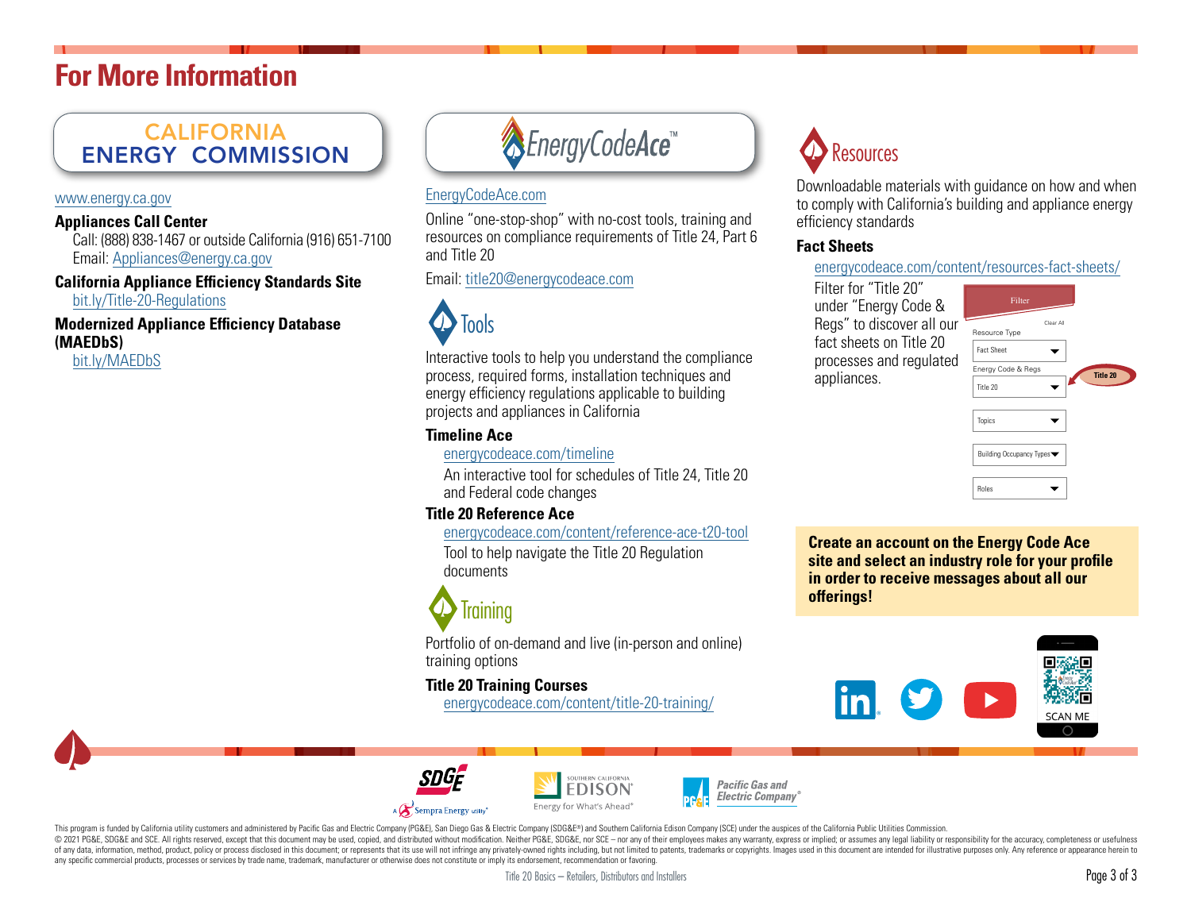# For More Information

## CALIFORNIA ENERGY COMMISSION

www.energy.ca.gov

**Appliances Call Center**
Call: (888) 838-1467 or outside California (916) 651-7100
Email: Appliances@energy.ca.gov

**California Appliance Efficiency Standards Site**
bit.ly/Title-20-Regulations

**Modernized Appliance Efficiency Database (MAEDbS)**
bit.ly/MAEDbS

## EnergyCodeAce™

EnergyCodeAce.com

Online "one-stop-shop" with no-cost tools, training and resources on compliance requirements of Title 24, Part 6 and Title 20

Email: title20@energycodeace.com

### Tools

Interactive tools to help you understand the compliance process, required forms, installation techniques and energy efficiency regulations applicable to building projects and appliances in California

**Timeline Ace**
energycodeace.com/timeline
An interactive tool for schedules of Title 24, Title 20 and Federal code changes

**Title 20 Reference Ace**
energycodeace.com/content/reference-ace-t20-tool
Tool to help navigate the Title 20 Regulation documents

### Training

Portfolio of on-demand and live (in-person and online) training options

**Title 20 Training Courses**
energycodeace.com/content/title-20-training/

### Resources

Downloadable materials with guidance on how and when to comply with California's building and appliance energy efficiency standards

**Fact Sheets**
energycodeace.com/content/resources-fact-sheets/

Filter for "Title 20" under "Energy Code & Regs" to discover all our fact sheets on Title 20 processes and regulated appliances.

Filter
Clear All
Resource Type: Fact Sheet
Energy Code & Regs: Title 20
Topics
Building Occupancy Types
Roles

**Create an account on the Energy Code Ace site and select an industry role for your profile in order to receive messages about all our offerings!**

SCAN ME

SDGE — A Sempra Energy utility
Southern California Edison — Energy for What's Ahead
Pacific Gas and Electric Company

This program is funded by California utility customers and administered by Pacific Gas and Electric Company (PG&E), San Diego Gas & Electric Company (SDG&E®) and Southern California Edison Company (SCE) under the auspices of the California Public Utilities Commission.
© 2021 PG&E, SDG&E and SCE. All rights reserved, except that this document may be used, copied, and distributed without modification. Neither PG&E, SDG&E, nor SCE – nor any of their employees makes any warranty, express or implied; or assumes any legal liability or responsibility for the accuracy, completeness or usefulness of any data, information, method, product, policy or process disclosed in this document; or represents that its use will not infringe any privately-owned rights including, but not limited to patents, trademarks or copyrights. Images used in this document are intended for illustrative purposes only. Any reference or appearance herein to any specific commercial products, processes or services by trade name, trademark, manufacturer or otherwise does not constitute or imply its endorsement, recommendation or favoring.